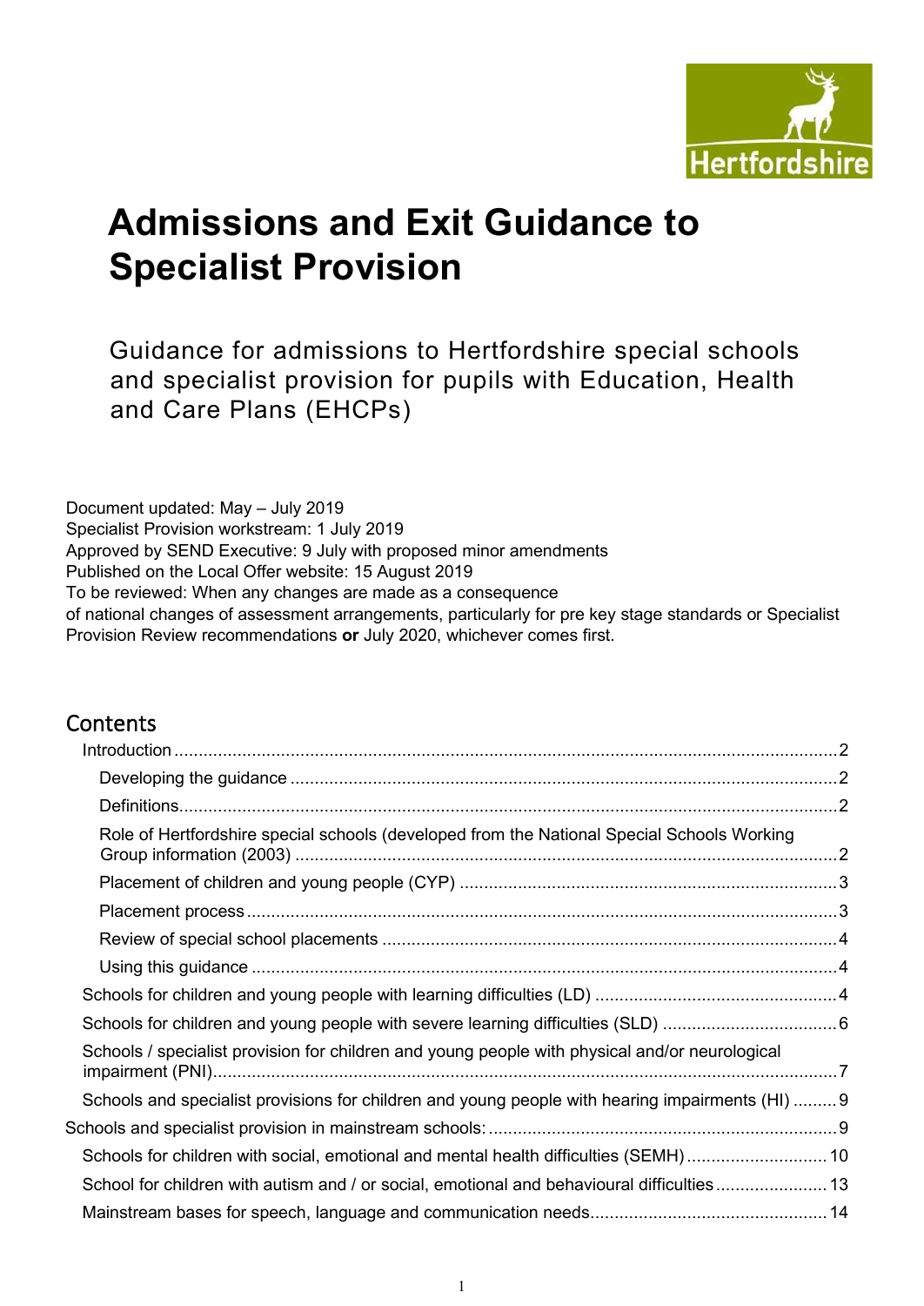# Admissions and Exit Guidance to Specialist Provision

Guidance for admissions to Hertfordshire special schools and specialist provision for pupils with Education, Health and Care Plans (EHCPs)

Document updated: May – July 2019
Specialist Provision workstream: 1 July 2019
Approved by SEND Executive: 9 July with proposed minor amendments
Published on the Local Offer website: 15 August 2019
To be reviewed: When any changes are made as a consequence of national changes of assessment arrangements, particularly for pre key stage standards or Specialist Provision Review recommendations **or** July 2020, whichever comes first.

## Contents

- Introduction ........ 2
  - Developing the guidance ........ 2
  - Definitions ........ 2
  - Role of Hertfordshire special schools (developed from the National Special Schools Working Group information (2003) ........ 2
  - Placement of children and young people (CYP) ........ 3
  - Placement process ........ 3
  - Review of special school placements ........ 4
  - Using this guidance ........ 4
- Schools for children and young people with learning difficulties (LD) ........ 4
- Schools for children and young people with severe learning difficulties (SLD) ........ 6
- Schools / specialist provision for children and young people with physical and/or neurological impairment (PNI) ........ 7
- Schools and specialist provisions for children and young people with hearing impairments (HI) ........ 9
- Schools and specialist provision in mainstream schools: ........ 9
  - Schools for children with social, emotional and mental health difficulties (SEMH) ........ 10
  - School for children with autism and / or social, emotional and behavioural difficulties ........ 13
  - Mainstream bases for speech, language and communication needs ........ 14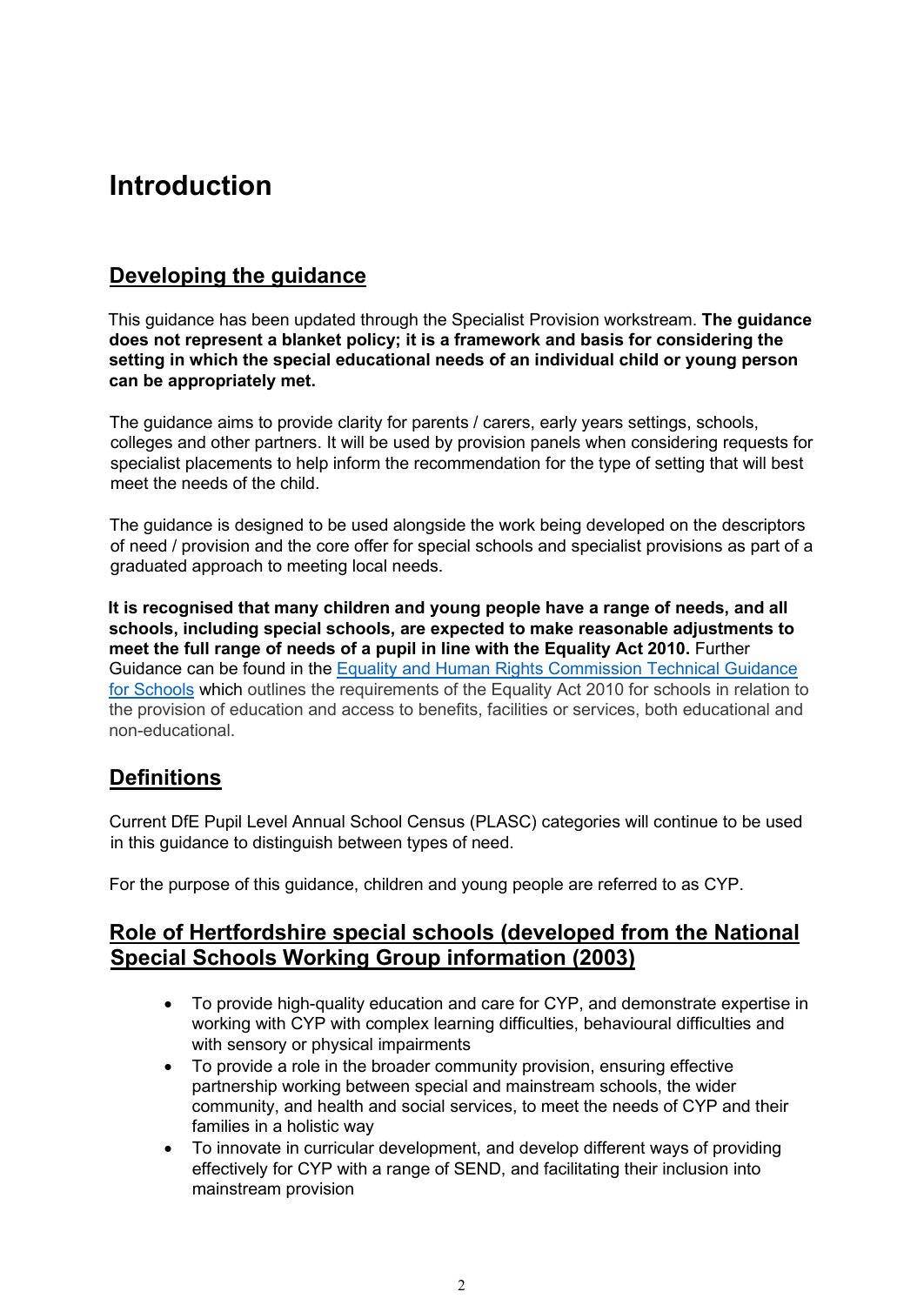# Introduction

## Developing the guidance

This guidance has been updated through the Specialist Provision workstream. **The guidance does not represent a blanket policy; it is a framework and basis for considering the setting in which the special educational needs of an individual child or young person can be appropriately met.**

The guidance aims to provide clarity for parents / carers, early years settings, schools, colleges and other partners. It will be used by provision panels when considering requests for specialist placements to help inform the recommendation for the type of setting that will best meet the needs of the child.

The guidance is designed to be used alongside the work being developed on the descriptors of need / provision and the core offer for special schools and specialist provisions as part of a graduated approach to meeting local needs.

**It is recognised that many children and young people have a range of needs, and all schools, including special schools, are expected to make reasonable adjustments to meet the full range of needs of a pupil in line with the Equality Act 2010.** Further Guidance can be found in the [Equality and Human Rights Commission Technical Guidance for Schools] which outlines the requirements of the Equality Act 2010 for schools in relation to the provision of education and access to benefits, facilities or services, both educational and non-educational.

## Definitions

Current DfE Pupil Level Annual School Census (PLASC) categories will continue to be used in this guidance to distinguish between types of need.

For the purpose of this guidance, children and young people are referred to as CYP.

## Role of Hertfordshire special schools (developed from the National Special Schools Working Group information (2003)

- To provide high-quality education and care for CYP, and demonstrate expertise in working with CYP with complex learning difficulties, behavioural difficulties and with sensory or physical impairments
- To provide a role in the broader community provision, ensuring effective partnership working between special and mainstream schools, the wider community, and health and social services, to meet the needs of CYP and their families in a holistic way
- To innovate in curricular development, and develop different ways of providing effectively for CYP with a range of SEND, and facilitating their inclusion into mainstream provision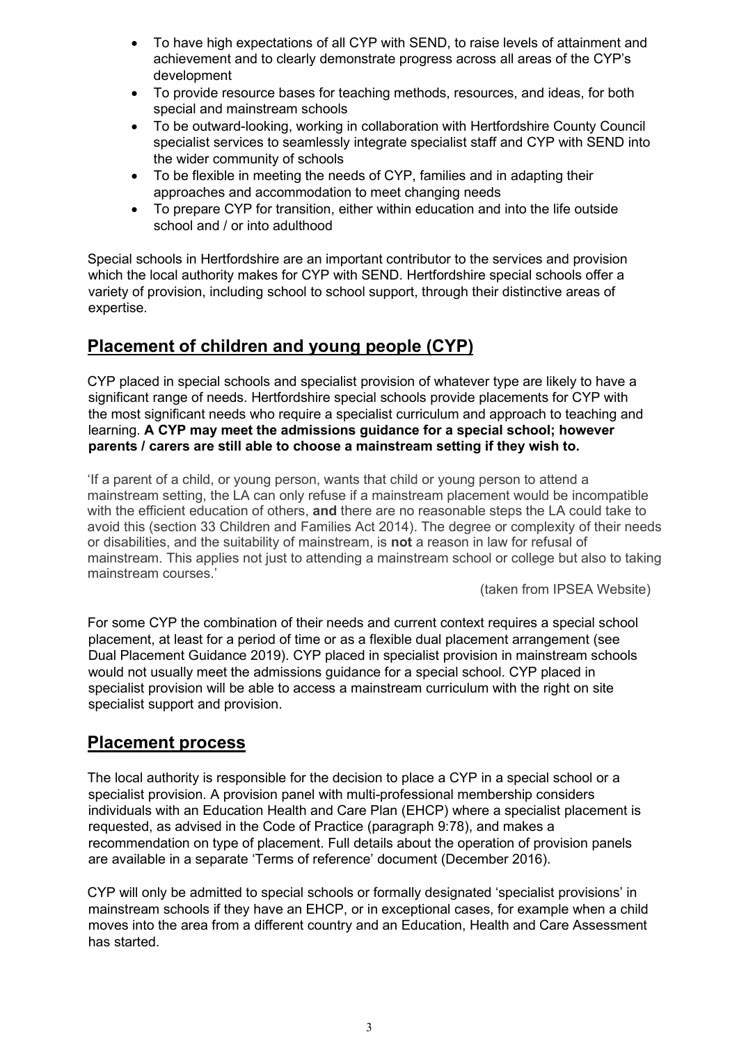- To have high expectations of all CYP with SEND, to raise levels of attainment and achievement and to clearly demonstrate progress across all areas of the CYP's development
- To provide resource bases for teaching methods, resources, and ideas, for both special and mainstream schools
- To be outward-looking, working in collaboration with Hertfordshire County Council specialist services to seamlessly integrate specialist staff and CYP with SEND into the wider community of schools
- To be flexible in meeting the needs of CYP, families and in adapting their approaches and accommodation to meet changing needs
- To prepare CYP for transition, either within education and into the life outside school and / or into adulthood

Special schools in Hertfordshire are an important contributor to the services and provision which the local authority makes for CYP with SEND. Hertfordshire special schools offer a variety of provision, including school to school support, through their distinctive areas of expertise.

## Placement of children and young people (CYP)

CYP placed in special schools and specialist provision of whatever type are likely to have a significant range of needs. Hertfordshire special schools provide placements for CYP with the most significant needs who require a specialist curriculum and approach to teaching and learning. **A CYP may meet the admissions guidance for a special school; however parents / carers are still able to choose a mainstream setting if they wish to.**

'If a parent of a child, or young person, wants that child or young person to attend a mainstream setting, the LA can only refuse if a mainstream placement would be incompatible with the efficient education of others, **and** there are no reasonable steps the LA could take to avoid this (section 33 Children and Families Act 2014). The degree or complexity of their needs or disabilities, and the suitability of mainstream, is **not** a reason in law for refusal of mainstream. This applies not just to attending a mainstream school or college but also to taking mainstream courses.'

(taken from IPSEA Website)

For some CYP the combination of their needs and current context requires a special school placement, at least for a period of time or as a flexible dual placement arrangement (see Dual Placement Guidance 2019). CYP placed in specialist provision in mainstream schools would not usually meet the admissions guidance for a special school. CYP placed in specialist provision will be able to access a mainstream curriculum with the right on site specialist support and provision.

## Placement process

The local authority is responsible for the decision to place a CYP in a special school or a specialist provision. A provision panel with multi-professional membership considers individuals with an Education Health and Care Plan (EHCP) where a specialist placement is requested, as advised in the Code of Practice (paragraph 9:78), and makes a recommendation on type of placement. Full details about the operation of provision panels are available in a separate 'Terms of reference' document (December 2016).

CYP will only be admitted to special schools or formally designated 'specialist provisions' in mainstream schools if they have an EHCP, or in exceptional cases, for example when a child moves into the area from a different country and an Education, Health and Care Assessment has started.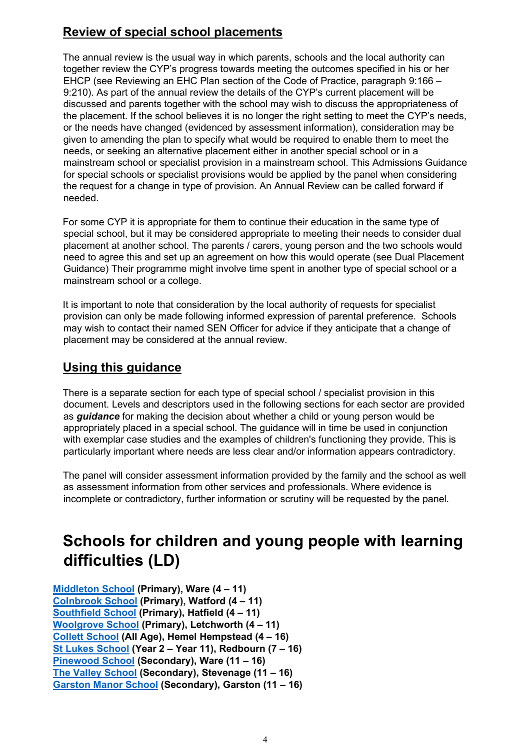## Review of special school placements

The annual review is the usual way in which parents, schools and the local authority can together review the CYP's progress towards meeting the outcomes specified in his or her EHCP (see Reviewing an EHC Plan section of the Code of Practice, paragraph 9:166 – 9:210). As part of the annual review the details of the CYP's current placement will be discussed and parents together with the school may wish to discuss the appropriateness of the placement. If the school believes it is no longer the right setting to meet the CYP's needs, or the needs have changed (evidenced by assessment information), consideration may be given to amending the plan to specify what would be required to enable them to meet the needs, or seeking an alternative placement either in another special school or in a mainstream school or specialist provision in a mainstream school. This Admissions Guidance for special schools or specialist provisions would be applied by the panel when considering the request for a change in type of provision. An Annual Review can be called forward if needed.

For some CYP it is appropriate for them to continue their education in the same type of special school, but it may be considered appropriate to meeting their needs to consider dual placement at another school. The parents / carers, young person and the two schools would need to agree this and set up an agreement on how this would operate (see Dual Placement Guidance) Their programme might involve time spent in another type of special school or a mainstream school or a college.

It is important to note that consideration by the local authority of requests for specialist provision can only be made following informed expression of parental preference. Schools may wish to contact their named SEN Officer for advice if they anticipate that a change of placement may be considered at the annual review.

## Using this guidance

There is a separate section for each type of special school / specialist provision in this document. Levels and descriptors used in the following sections for each sector are provided as ***guidance*** for making the decision about whether a child or young person would be appropriately placed in a special school. The guidance will in time be used in conjunction with exemplar case studies and the examples of children's functioning they provide. This is particularly important where needs are less clear and/or information appears contradictory.

The panel will consider assessment information provided by the family and the school as well as assessment information from other services and professionals. Where evidence is incomplete or contradictory, further information or scrutiny will be requested by the panel.

# Schools for children and young people with learning difficulties (LD)

**Middleton School (Primary), Ware (4 – 11)**
**Colnbrook School (Primary), Watford (4 – 11)**
**Southfield School (Primary), Hatfield (4 – 11)**
**Woolgrove School (Primary), Letchworth (4 – 11)**
**Collett School (All Age), Hemel Hempstead (4 – 16)**
**St Lukes School (Year 2 – Year 11), Redbourn (7 – 16)**
**Pinewood School (Secondary), Ware (11 – 16)**
**The Valley School (Secondary), Stevenage (11 – 16)**
**Garston Manor School (Secondary), Garston (11 – 16)**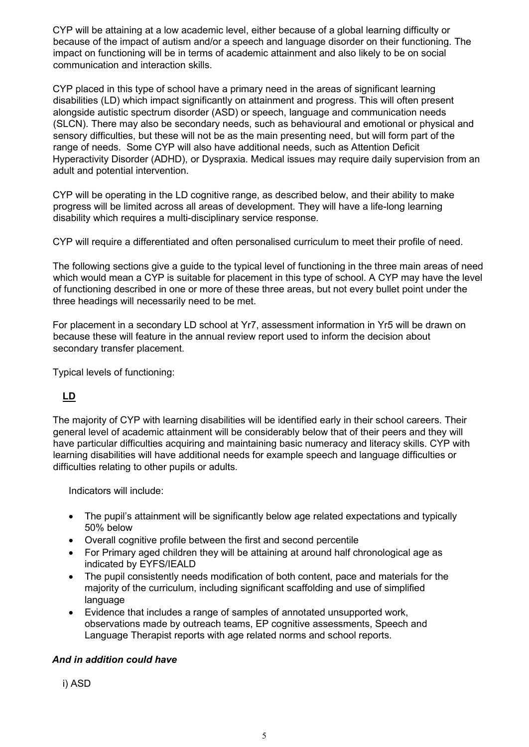CYP will be attaining at a low academic level, either because of a global learning difficulty or because of the impact of autism and/or a speech and language disorder on their functioning. The impact on functioning will be in terms of academic attainment and also likely to be on social communication and interaction skills.

CYP placed in this type of school have a primary need in the areas of significant learning disabilities (LD) which impact significantly on attainment and progress. This will often present alongside autistic spectrum disorder (ASD) or speech, language and communication needs (SLCN). There may also be secondary needs, such as behavioural and emotional or physical and sensory difficulties, but these will not be as the main presenting need, but will form part of the range of needs. Some CYP will also have additional needs, such as Attention Deficit Hyperactivity Disorder (ADHD), or Dyspraxia. Medical issues may require daily supervision from an adult and potential intervention.

CYP will be operating in the LD cognitive range, as described below, and their ability to make progress will be limited across all areas of development. They will have a life-long learning disability which requires a multi-disciplinary service response.

CYP will require a differentiated and often personalised curriculum to meet their profile of need.

The following sections give a guide to the typical level of functioning in the three main areas of need which would mean a CYP is suitable for placement in this type of school. A CYP may have the level of functioning described in one or more of these three areas, but not every bullet point under the three headings will necessarily need to be met.

For placement in a secondary LD school at Yr7, assessment information in Yr5 will be drawn on because these will feature in the annual review report used to inform the decision about secondary transfer placement.

Typical levels of functioning:

**LD**

The majority of CYP with learning disabilities will be identified early in their school careers. Their general level of academic attainment will be considerably below that of their peers and they will have particular difficulties acquiring and maintaining basic numeracy and literacy skills. CYP with learning disabilities will have additional needs for example speech and language difficulties or difficulties relating to other pupils or adults.

Indicators will include:

- The pupil's attainment will be significantly below age related expectations and typically 50% below
- Overall cognitive profile between the first and second percentile
- For Primary aged children they will be attaining at around half chronological age as indicated by EYFS/IEALD
- The pupil consistently needs modification of both content, pace and materials for the majority of the curriculum, including significant scaffolding and use of simplified language
- Evidence that includes a range of samples of annotated unsupported work, observations made by outreach teams, EP cognitive assessments, Speech and Language Therapist reports with age related norms and school reports.

***And in addition could have***

i) ASD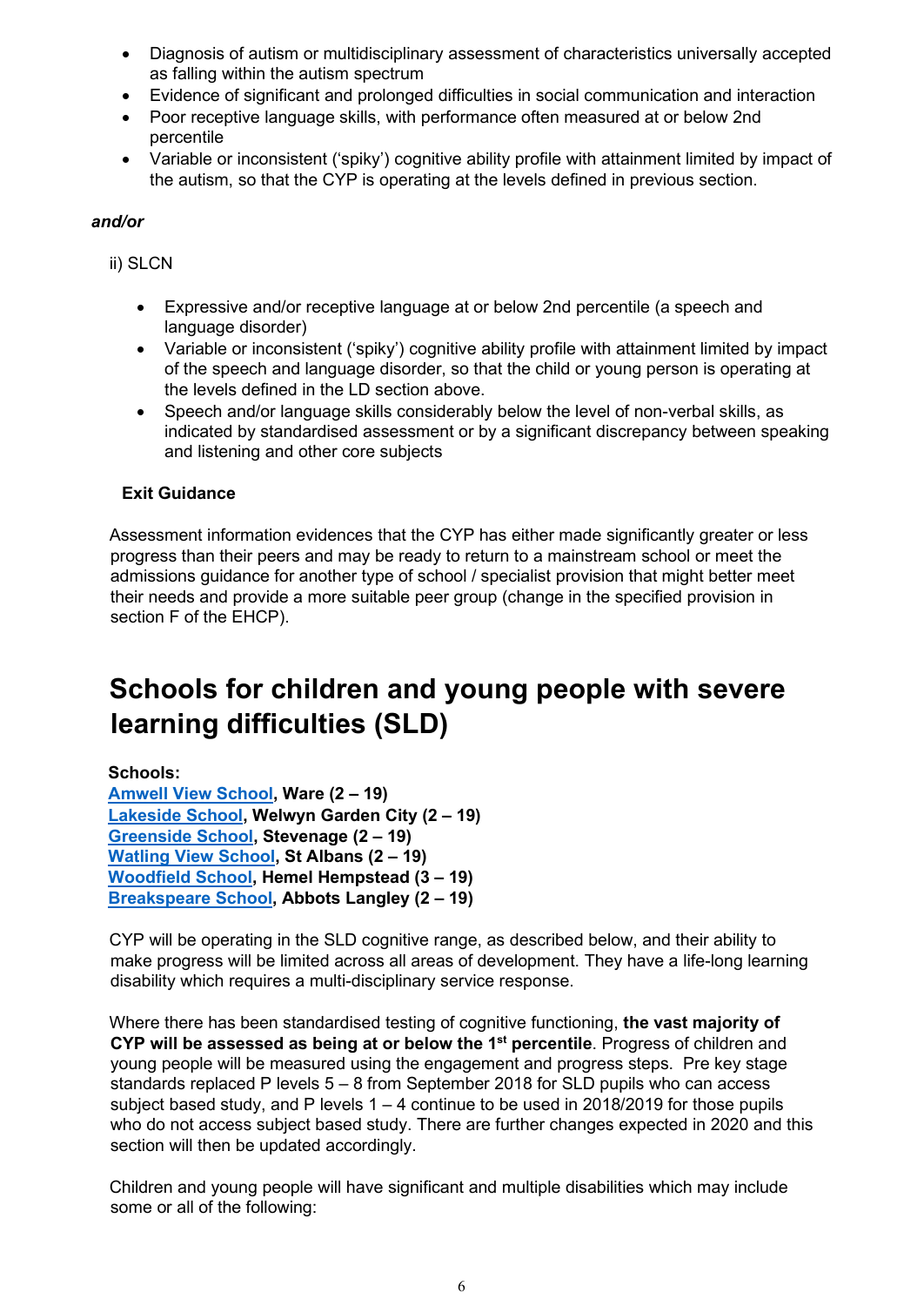- Diagnosis of autism or multidisciplinary assessment of characteristics universally accepted as falling within the autism spectrum
- Evidence of significant and prolonged difficulties in social communication and interaction
- Poor receptive language skills, with performance often measured at or below 2nd percentile
- Variable or inconsistent ('spiky') cognitive ability profile with attainment limited by impact of the autism, so that the CYP is operating at the levels defined in previous section.

***and/or***

ii) SLCN

- Expressive and/or receptive language at or below 2nd percentile (a speech and language disorder)
- Variable or inconsistent ('spiky') cognitive ability profile with attainment limited by impact of the speech and language disorder, so that the child or young person is operating at the levels defined in the LD section above.
- Speech and/or language skills considerably below the level of non-verbal skills, as indicated by standardised assessment or by a significant discrepancy between speaking and listening and other core subjects

**Exit Guidance**

Assessment information evidences that the CYP has either made significantly greater or less progress than their peers and may be ready to return to a mainstream school or meet the admissions guidance for another type of school / specialist provision that might better meet their needs and provide a more suitable peer group (change in the specified provision in section F of the EHCP).

# Schools for children and young people with severe learning difficulties (SLD)

**Schools:**
**Amwell View School, Ware (2 – 19)**
**Lakeside School, Welwyn Garden City (2 – 19)**
**Greenside School, Stevenage (2 – 19)**
**Watling View School, St Albans (2 – 19)**
**Woodfield School, Hemel Hempstead (3 – 19)**
**Breakspeare School, Abbots Langley (2 – 19)**

CYP will be operating in the SLD cognitive range, as described below, and their ability to make progress will be limited across all areas of development. They have a life-long learning disability which requires a multi-disciplinary service response.

Where there has been standardised testing of cognitive functioning, **the vast majority of CYP will be assessed as being at or below the 1st percentile**. Progress of children and young people will be measured using the engagement and progress steps. Pre key stage standards replaced P levels 5 – 8 from September 2018 for SLD pupils who can access subject based study, and P levels 1 – 4 continue to be used in 2018/2019 for those pupils who do not access subject based study. There are further changes expected in 2020 and this section will then be updated accordingly.

Children and young people will have significant and multiple disabilities which may include some or all of the following: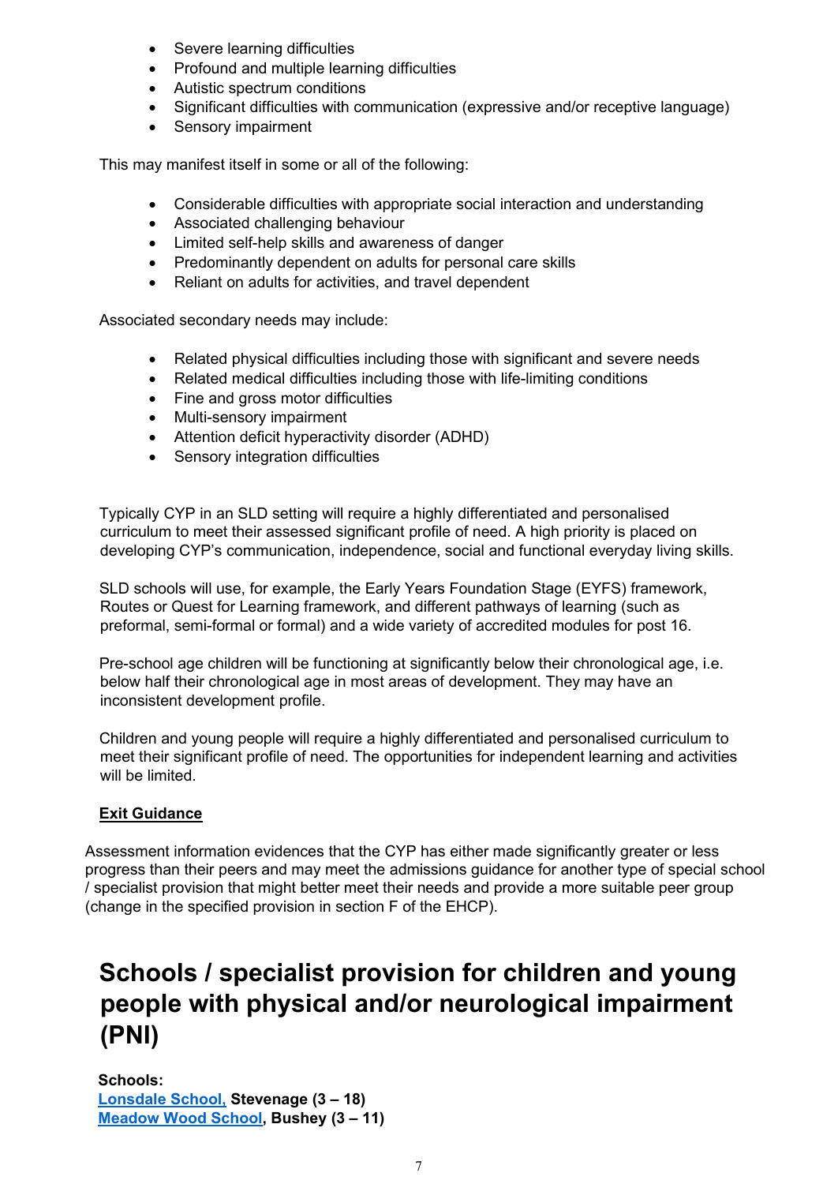- Severe learning difficulties
- Profound and multiple learning difficulties
- Autistic spectrum conditions
- Significant difficulties with communication (expressive and/or receptive language)
- Sensory impairment

This may manifest itself in some or all of the following:

- Considerable difficulties with appropriate social interaction and understanding
- Associated challenging behaviour
- Limited self-help skills and awareness of danger
- Predominantly dependent on adults for personal care skills
- Reliant on adults for activities, and travel dependent

Associated secondary needs may include:

- Related physical difficulties including those with significant and severe needs
- Related medical difficulties including those with life-limiting conditions
- Fine and gross motor difficulties
- Multi-sensory impairment
- Attention deficit hyperactivity disorder (ADHD)
- Sensory integration difficulties

Typically CYP in an SLD setting will require a highly differentiated and personalised curriculum to meet their assessed significant profile of need. A high priority is placed on developing CYP's communication, independence, social and functional everyday living skills.

SLD schools will use, for example, the Early Years Foundation Stage (EYFS) framework, Routes or Quest for Learning framework, and different pathways of learning (such as preformal, semi-formal or formal) and a wide variety of accredited modules for post 16.

Pre-school age children will be functioning at significantly below their chronological age, i.e. below half their chronological age in most areas of development. They may have an inconsistent development profile.

Children and young people will require a highly differentiated and personalised curriculum to meet their significant profile of need. The opportunities for independent learning and activities will be limited.

**Exit Guidance**

Assessment information evidences that the CYP has either made significantly greater or less progress than their peers and may meet the admissions guidance for another type of special school / specialist provision that might better meet their needs and provide a more suitable peer group (change in the specified provision in section F of the EHCP).

# Schools / specialist provision for children and young people with physical and/or neurological impairment (PNI)

**Schools:**
**Lonsdale School, Stevenage (3 – 18)**
**Meadow Wood School, Bushey (3 – 11)**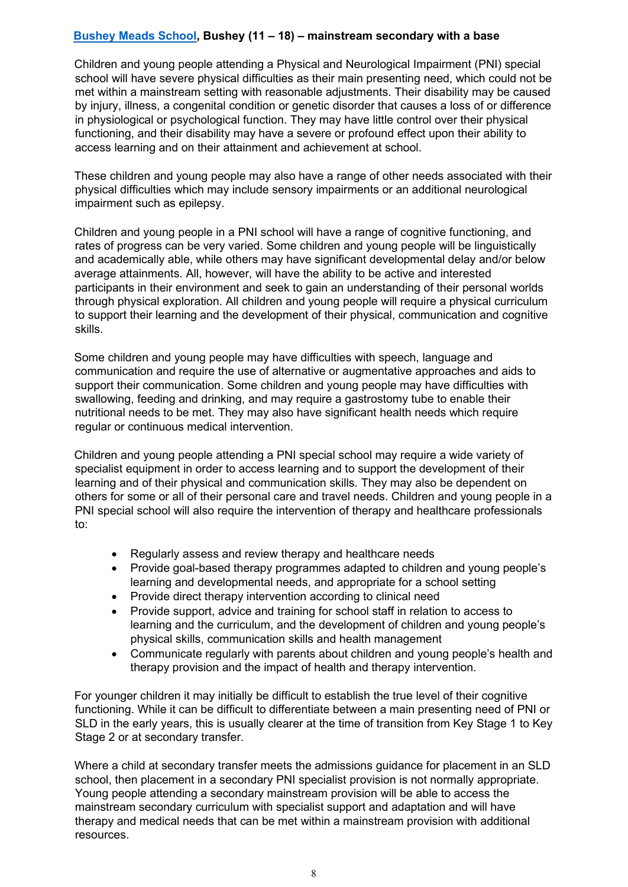**[Bushey Meads School](), Bushey (11 – 18) – mainstream secondary with a base**

Children and young people attending a Physical and Neurological Impairment (PNI) special school will have severe physical difficulties as their main presenting need, which could not be met within a mainstream setting with reasonable adjustments. Their disability may be caused by injury, illness, a congenital condition or genetic disorder that causes a loss of or difference in physiological or psychological function. They may have little control over their physical functioning, and their disability may have a severe or profound effect upon their ability to access learning and on their attainment and achievement at school.

These children and young people may also have a range of other needs associated with their physical difficulties which may include sensory impairments or an additional neurological impairment such as epilepsy.

Children and young people in a PNI school will have a range of cognitive functioning, and rates of progress can be very varied. Some children and young people will be linguistically and academically able, while others may have significant developmental delay and/or below average attainments. All, however, will have the ability to be active and interested participants in their environment and seek to gain an understanding of their personal worlds through physical exploration. All children and young people will require a physical curriculum to support their learning and the development of their physical, communication and cognitive skills.

Some children and young people may have difficulties with speech, language and communication and require the use of alternative or augmentative approaches and aids to support their communication. Some children and young people may have difficulties with swallowing, feeding and drinking, and may require a gastrostomy tube to enable their nutritional needs to be met. They may also have significant health needs which require regular or continuous medical intervention.

Children and young people attending a PNI special school may require a wide variety of specialist equipment in order to access learning and to support the development of their learning and of their physical and communication skills. They may also be dependent on others for some or all of their personal care and travel needs. Children and young people in a PNI special school will also require the intervention of therapy and healthcare professionals to:

- Regularly assess and review therapy and healthcare needs
- Provide goal-based therapy programmes adapted to children and young people's learning and developmental needs, and appropriate for a school setting
- Provide direct therapy intervention according to clinical need
- Provide support, advice and training for school staff in relation to access to learning and the curriculum, and the development of children and young people's physical skills, communication skills and health management
- Communicate regularly with parents about children and young people's health and therapy provision and the impact of health and therapy intervention.

For younger children it may initially be difficult to establish the true level of their cognitive functioning. While it can be difficult to differentiate between a main presenting need of PNI or SLD in the early years, this is usually clearer at the time of transition from Key Stage 1 to Key Stage 2 or at secondary transfer.

Where a child at secondary transfer meets the admissions guidance for placement in an SLD school, then placement in a secondary PNI specialist provision is not normally appropriate. Young people attending a secondary mainstream provision will be able to access the mainstream secondary curriculum with specialist support and adaptation and will have therapy and medical needs that can be met within a mainstream provision with additional resources.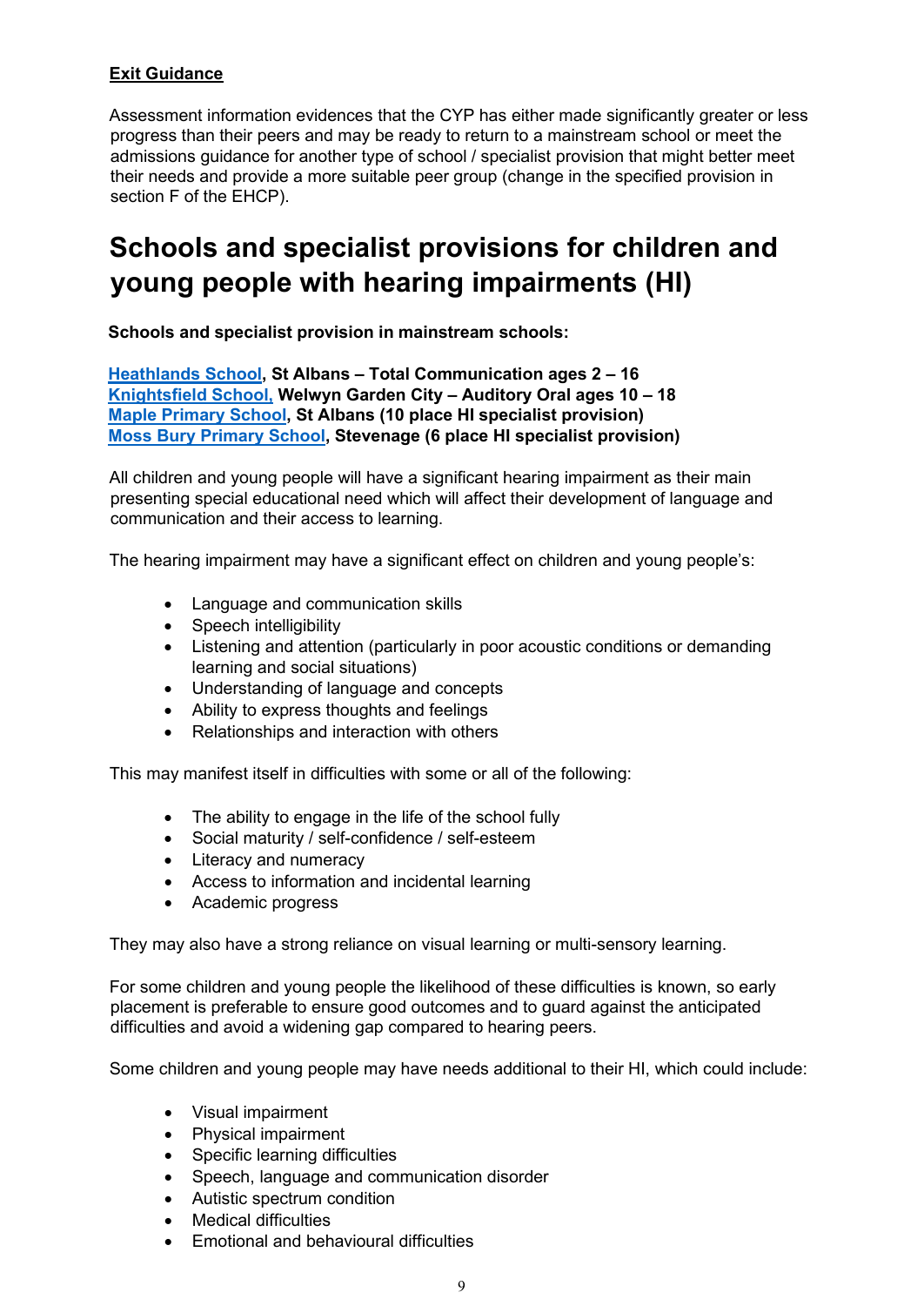**Exit Guidance**

Assessment information evidences that the CYP has either made significantly greater or less progress than their peers and may be ready to return to a mainstream school or meet the admissions guidance for another type of school / specialist provision that might better meet their needs and provide a more suitable peer group (change in the specified provision in section F of the EHCP).

# Schools and specialist provisions for children and young people with hearing impairments (HI)

**Schools and specialist provision in mainstream schools:**

**Heathlands School, St Albans – Total Communication ages 2 – 16**
**Knightsfield School, Welwyn Garden City – Auditory Oral ages 10 – 18**
**Maple Primary School, St Albans (10 place HI specialist provision)**
**Moss Bury Primary School, Stevenage (6 place HI specialist provision)**

All children and young people will have a significant hearing impairment as their main presenting special educational need which will affect their development of language and communication and their access to learning.

The hearing impairment may have a significant effect on children and young people's:

- Language and communication skills
- Speech intelligibility
- Listening and attention (particularly in poor acoustic conditions or demanding learning and social situations)
- Understanding of language and concepts
- Ability to express thoughts and feelings
- Relationships and interaction with others

This may manifest itself in difficulties with some or all of the following:

- The ability to engage in the life of the school fully
- Social maturity / self-confidence / self-esteem
- Literacy and numeracy
- Access to information and incidental learning
- Academic progress

They may also have a strong reliance on visual learning or multi-sensory learning.

For some children and young people the likelihood of these difficulties is known, so early placement is preferable to ensure good outcomes and to guard against the anticipated difficulties and avoid a widening gap compared to hearing peers.

Some children and young people may have needs additional to their HI, which could include:

- Visual impairment
- Physical impairment
- Specific learning difficulties
- Speech, language and communication disorder
- Autistic spectrum condition
- Medical difficulties
- Emotional and behavioural difficulties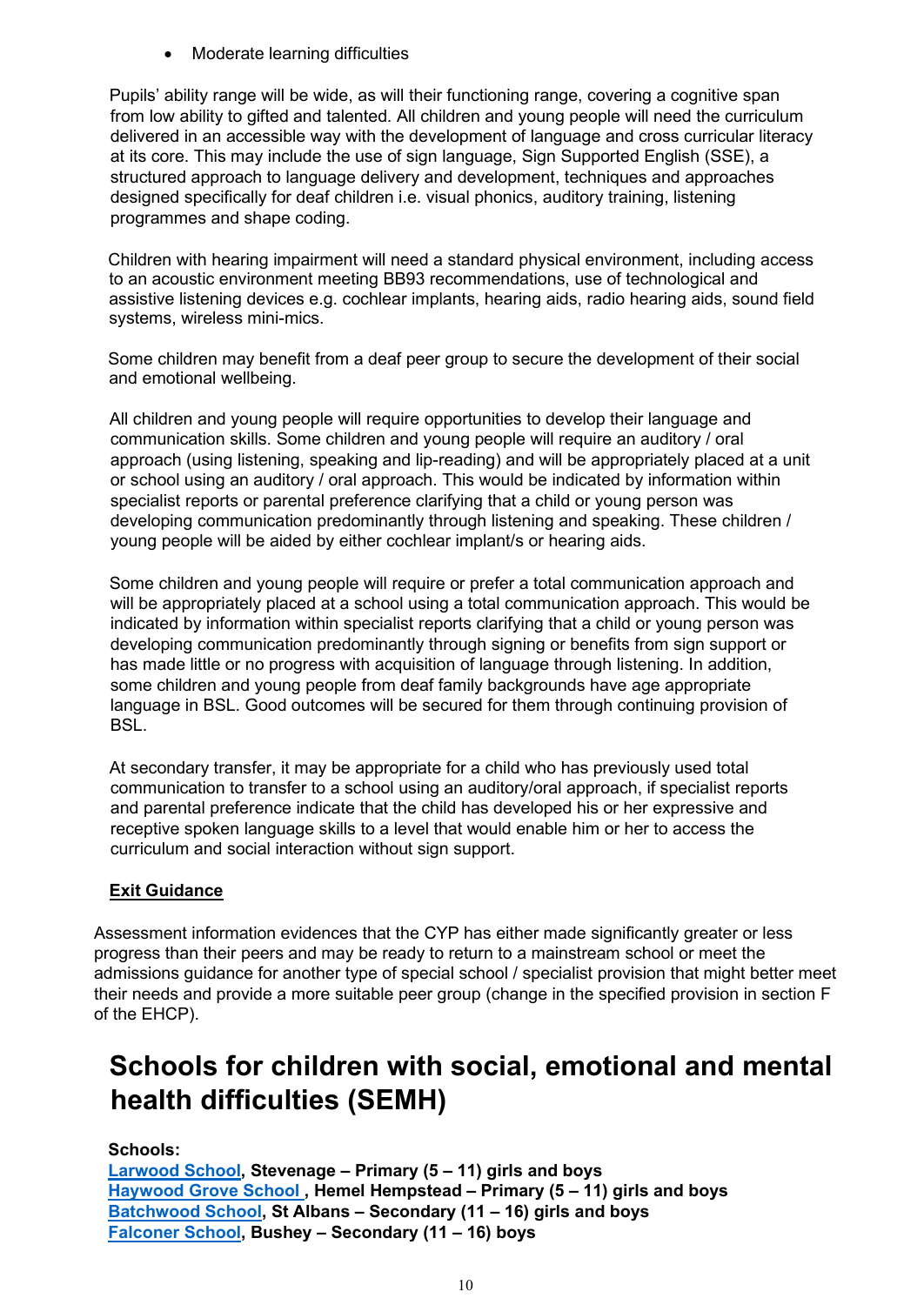- Moderate learning difficulties

Pupils' ability range will be wide, as will their functioning range, covering a cognitive span from low ability to gifted and talented. All children and young people will need the curriculum delivered in an accessible way with the development of language and cross curricular literacy at its core. This may include the use of sign language, Sign Supported English (SSE), a structured approach to language delivery and development, techniques and approaches designed specifically for deaf children i.e. visual phonics, auditory training, listening programmes and shape coding.

Children with hearing impairment will need a standard physical environment, including access to an acoustic environment meeting BB93 recommendations, use of technological and assistive listening devices e.g. cochlear implants, hearing aids, radio hearing aids, sound field systems, wireless mini-mics.

Some children may benefit from a deaf peer group to secure the development of their social and emotional wellbeing.

All children and young people will require opportunities to develop their language and communication skills. Some children and young people will require an auditory / oral approach (using listening, speaking and lip-reading) and will be appropriately placed at a unit or school using an auditory / oral approach. This would be indicated by information within specialist reports or parental preference clarifying that a child or young person was developing communication predominantly through listening and speaking. These children / young people will be aided by either cochlear implant/s or hearing aids.

Some children and young people will require or prefer a total communication approach and will be appropriately placed at a school using a total communication approach. This would be indicated by information within specialist reports clarifying that a child or young person was developing communication predominantly through signing or benefits from sign support or has made little or no progress with acquisition of language through listening. In addition, some children and young people from deaf family backgrounds have age appropriate language in BSL. Good outcomes will be secured for them through continuing provision of BSL.

At secondary transfer, it may be appropriate for a child who has previously used total communication to transfer to a school using an auditory/oral approach, if specialist reports and parental preference indicate that the child has developed his or her expressive and receptive spoken language skills to a level that would enable him or her to access the curriculum and social interaction without sign support.

**Exit Guidance**

Assessment information evidences that the CYP has either made significantly greater or less progress than their peers and may be ready to return to a mainstream school or meet the admissions guidance for another type of special school / specialist provision that might better meet their needs and provide a more suitable peer group (change in the specified provision in section F of the EHCP).

# Schools for children with social, emotional and mental health difficulties (SEMH)

**Schools:**
**Larwood School, Stevenage – Primary (5 – 11) girls and boys**
**Haywood Grove School, Hemel Hempstead – Primary (5 – 11) girls and boys**
**Batchwood School, St Albans – Secondary (11 – 16) girls and boys**
**Falconer School, Bushey – Secondary (11 – 16) boys**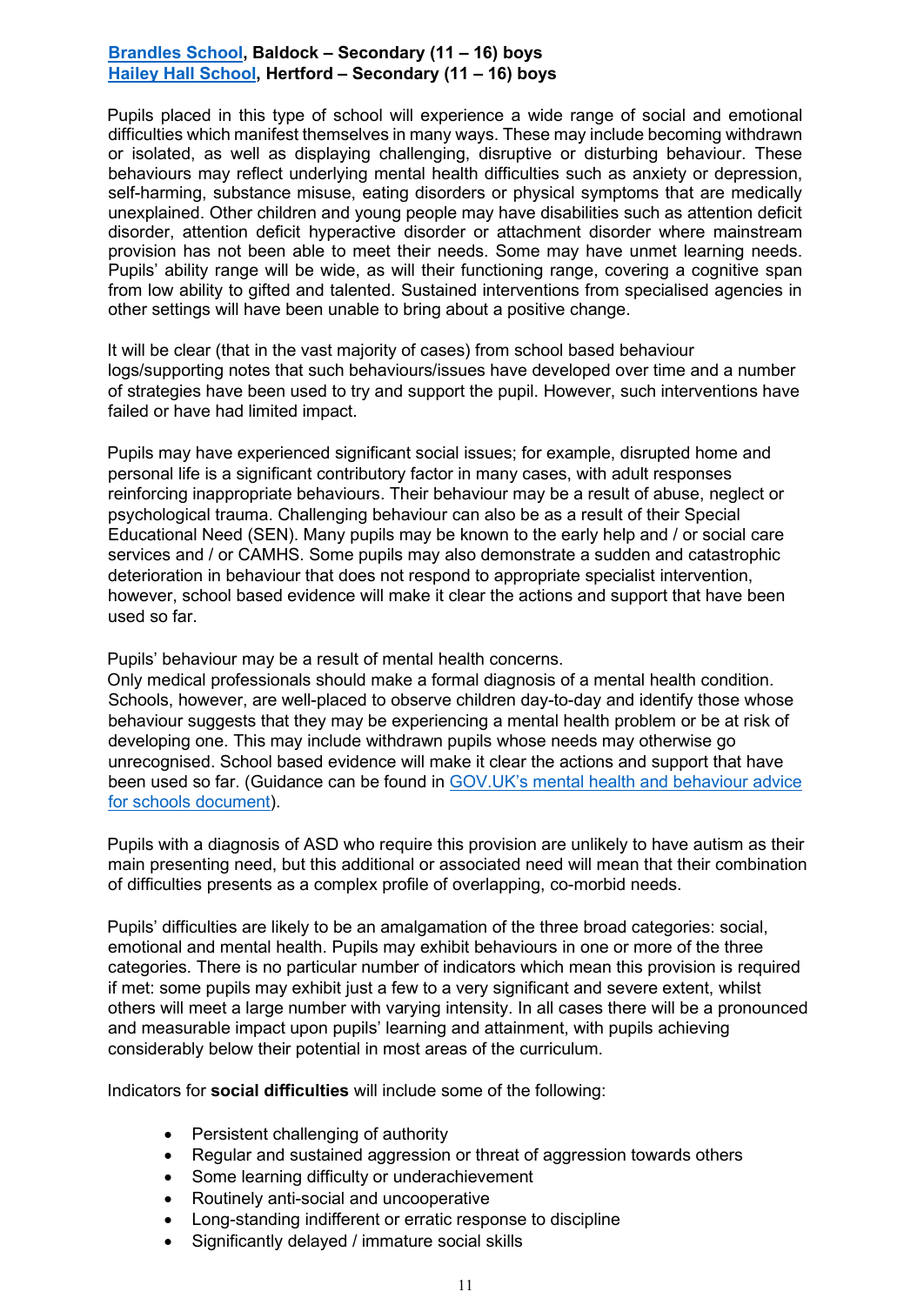**[Brandles School](), Baldock – Secondary (11 – 16) boys**
**[Hailey Hall School](), Hertford – Secondary (11 – 16) boys**

Pupils placed in this type of school will experience a wide range of social and emotional difficulties which manifest themselves in many ways. These may include becoming withdrawn or isolated, as well as displaying challenging, disruptive or disturbing behaviour. These behaviours may reflect underlying mental health difficulties such as anxiety or depression, self-harming, substance misuse, eating disorders or physical symptoms that are medically unexplained. Other children and young people may have disabilities such as attention deficit disorder, attention deficit hyperactive disorder or attachment disorder where mainstream provision has not been able to meet their needs. Some may have unmet learning needs. Pupils' ability range will be wide, as will their functioning range, covering a cognitive span from low ability to gifted and talented. Sustained interventions from specialised agencies in other settings will have been unable to bring about a positive change.

It will be clear (that in the vast majority of cases) from school based behaviour logs/supporting notes that such behaviours/issues have developed over time and a number of strategies have been used to try and support the pupil. However, such interventions have failed or have had limited impact.

Pupils may have experienced significant social issues; for example, disrupted home and personal life is a significant contributory factor in many cases, with adult responses reinforcing inappropriate behaviours. Their behaviour may be a result of abuse, neglect or psychological trauma. Challenging behaviour can also be as a result of their Special Educational Need (SEN). Many pupils may be known to the early help and / or social care services and / or CAMHS. Some pupils may also demonstrate a sudden and catastrophic deterioration in behaviour that does not respond to appropriate specialist intervention, however, school based evidence will make it clear the actions and support that have been used so far.

Pupils' behaviour may be a result of mental health concerns.
Only medical professionals should make a formal diagnosis of a mental health condition. Schools, however, are well-placed to observe children day-to-day and identify those whose behaviour suggests that they may be experiencing a mental health problem or be at risk of developing one. This may include withdrawn pupils whose needs may otherwise go unrecognised. School based evidence will make it clear the actions and support that have been used so far. (Guidance can be found in [GOV.UK's mental health and behaviour advice for schools document]()).

Pupils with a diagnosis of ASD who require this provision are unlikely to have autism as their main presenting need, but this additional or associated need will mean that their combination of difficulties presents as a complex profile of overlapping, co-morbid needs.

Pupils' difficulties are likely to be an amalgamation of the three broad categories: social, emotional and mental health. Pupils may exhibit behaviours in one or more of the three categories. There is no particular number of indicators which mean this provision is required if met: some pupils may exhibit just a few to a very significant and severe extent, whilst others will meet a large number with varying intensity. In all cases there will be a pronounced and measurable impact upon pupils' learning and attainment, with pupils achieving considerably below their potential in most areas of the curriculum.

Indicators for **social difficulties** will include some of the following:

- Persistent challenging of authority
- Regular and sustained aggression or threat of aggression towards others
- Some learning difficulty or underachievement
- Routinely anti-social and uncooperative
- Long-standing indifferent or erratic response to discipline
- Significantly delayed / immature social skills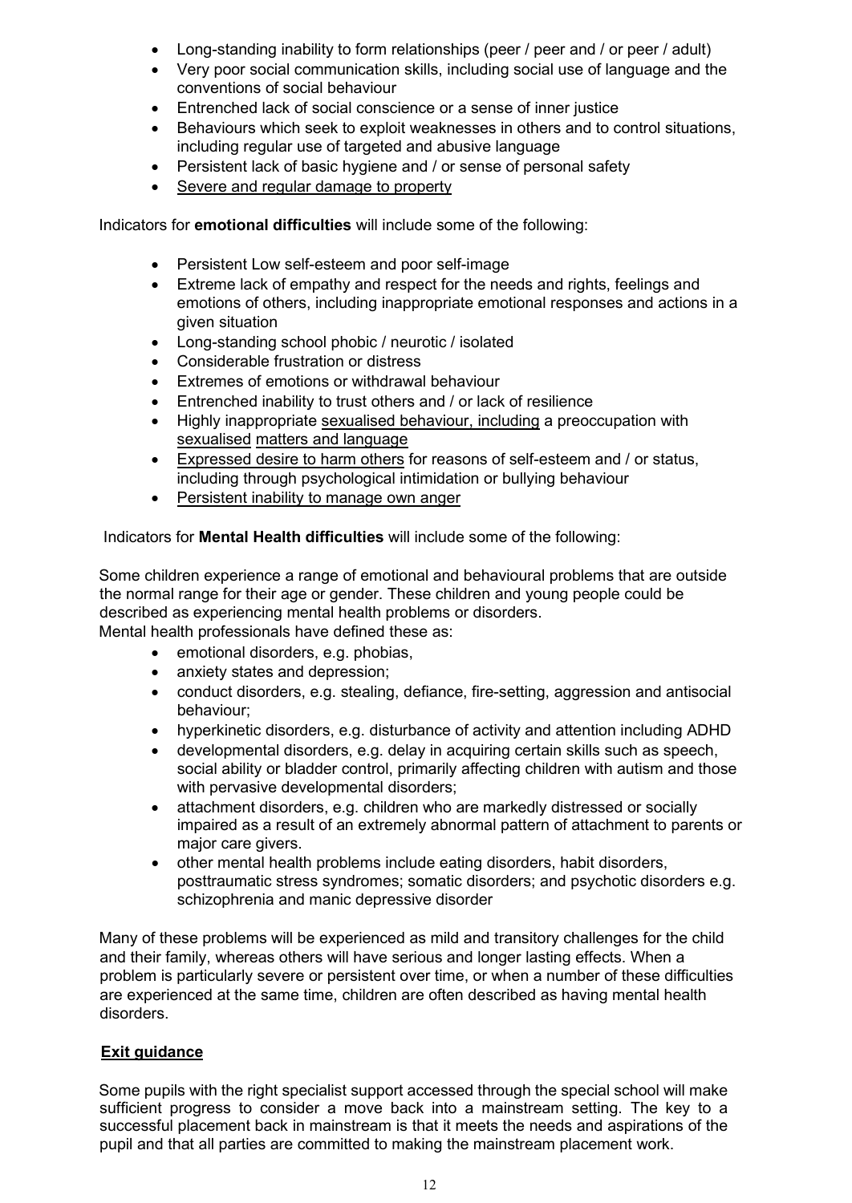- Long-standing inability to form relationships (peer / peer and / or peer / adult)
- Very poor social communication skills, including social use of language and the conventions of social behaviour
- Entrenched lack of social conscience or a sense of inner justice
- Behaviours which seek to exploit weaknesses in others and to control situations, including regular use of targeted and abusive language
- Persistent lack of basic hygiene and / or sense of personal safety
- <u>Severe and regular damage to property</u>

Indicators for **emotional difficulties** will include some of the following:

- Persistent Low self-esteem and poor self-image
- Extreme lack of empathy and respect for the needs and rights, feelings and emotions of others, including inappropriate emotional responses and actions in a given situation
- Long-standing school phobic / neurotic / isolated
- Considerable frustration or distress
- Extremes of emotions or withdrawal behaviour
- Entrenched inability to trust others and / or lack of resilience
- Highly inappropriate <u>sexualised behaviour, including</u> a preoccupation with <u>sexualised</u> <u>matters and language</u>
- <u>Expressed desire to harm others</u> for reasons of self-esteem and / or status, including through psychological intimidation or bullying behaviour
- <u>Persistent inability to manage own anger</u>

Indicators for **Mental Health difficulties** will include some of the following:

Some children experience a range of emotional and behavioural problems that are outside the normal range for their age or gender. These children and young people could be described as experiencing mental health problems or disorders.
Mental health professionals have defined these as:

- emotional disorders, e.g. phobias,
- anxiety states and depression;
- conduct disorders, e.g. stealing, defiance, fire-setting, aggression and antisocial behaviour;
- hyperkinetic disorders, e.g. disturbance of activity and attention including ADHD
- developmental disorders, e.g. delay in acquiring certain skills such as speech, social ability or bladder control, primarily affecting children with autism and those with pervasive developmental disorders;
- attachment disorders, e.g. children who are markedly distressed or socially impaired as a result of an extremely abnormal pattern of attachment to parents or major care givers.
- other mental health problems include eating disorders, habit disorders, posttraumatic stress syndromes; somatic disorders; and psychotic disorders e.g. schizophrenia and manic depressive disorder

Many of these problems will be experienced as mild and transitory challenges for the child and their family, whereas others will have serious and longer lasting effects. When a problem is particularly severe or persistent over time, or when a number of these difficulties are experienced at the same time, children are often described as having mental health disorders.

**<u>Exit guidance</u>**

Some pupils with the right specialist support accessed through the special school will make sufficient progress to consider a move back into a mainstream setting. The key to a successful placement back in mainstream is that it meets the needs and aspirations of the pupil and that all parties are committed to making the mainstream placement work.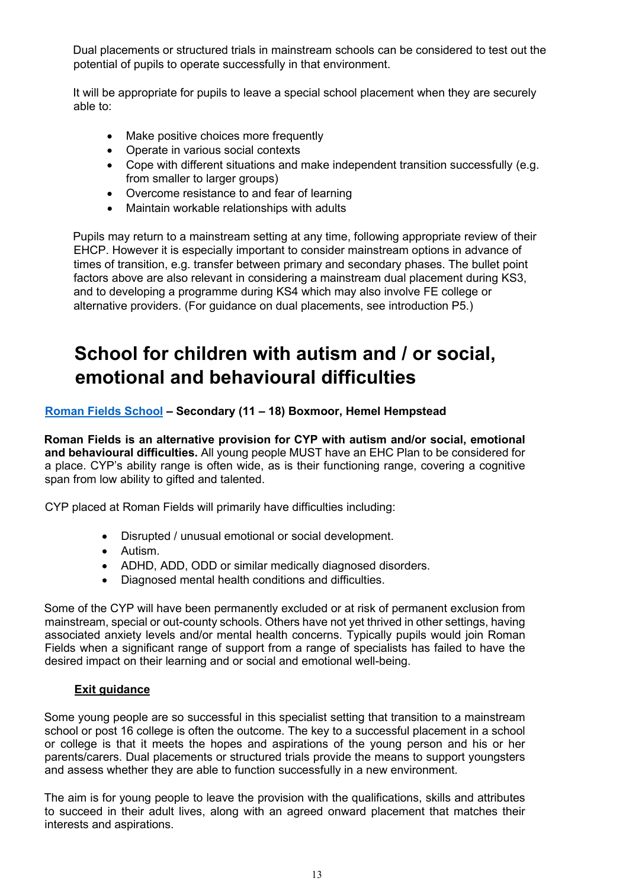Dual placements or structured trials in mainstream schools can be considered to test out the potential of pupils to operate successfully in that environment.

It will be appropriate for pupils to leave a special school placement when they are securely able to:

- Make positive choices more frequently
- Operate in various social contexts
- Cope with different situations and make independent transition successfully (e.g. from smaller to larger groups)
- Overcome resistance to and fear of learning
- Maintain workable relationships with adults

Pupils may return to a mainstream setting at any time, following appropriate review of their EHCP. However it is especially important to consider mainstream options in advance of times of transition, e.g. transfer between primary and secondary phases. The bullet point factors above are also relevant in considering a mainstream dual placement during KS3, and to developing a programme during KS4 which may also involve FE college or alternative providers. (For guidance on dual placements, see introduction P5.)

# School for children with autism and / or social, emotional and behavioural difficulties

**Roman Fields School – Secondary (11 – 18) Boxmoor, Hemel Hempstead**

**Roman Fields is an alternative provision for CYP with autism and/or social, emotional and behavioural difficulties.** All young people MUST have an EHC Plan to be considered for a place. CYP's ability range is often wide, as is their functioning range, covering a cognitive span from low ability to gifted and talented.

CYP placed at Roman Fields will primarily have difficulties including:

- Disrupted / unusual emotional or social development.
- Autism.
- ADHD, ADD, ODD or similar medically diagnosed disorders.
- Diagnosed mental health conditions and difficulties.

Some of the CYP will have been permanently excluded or at risk of permanent exclusion from mainstream, special or out-county schools. Others have not yet thrived in other settings, having associated anxiety levels and/or mental health concerns. Typically pupils would join Roman Fields when a significant range of support from a range of specialists has failed to have the desired impact on their learning and or social and emotional well-being.

**Exit guidance**

Some young people are so successful in this specialist setting that transition to a mainstream school or post 16 college is often the outcome. The key to a successful placement in a school or college is that it meets the hopes and aspirations of the young person and his or her parents/carers. Dual placements or structured trials provide the means to support youngsters and assess whether they are able to function successfully in a new environment.

The aim is for young people to leave the provision with the qualifications, skills and attributes to succeed in their adult lives, along with an agreed onward placement that matches their interests and aspirations.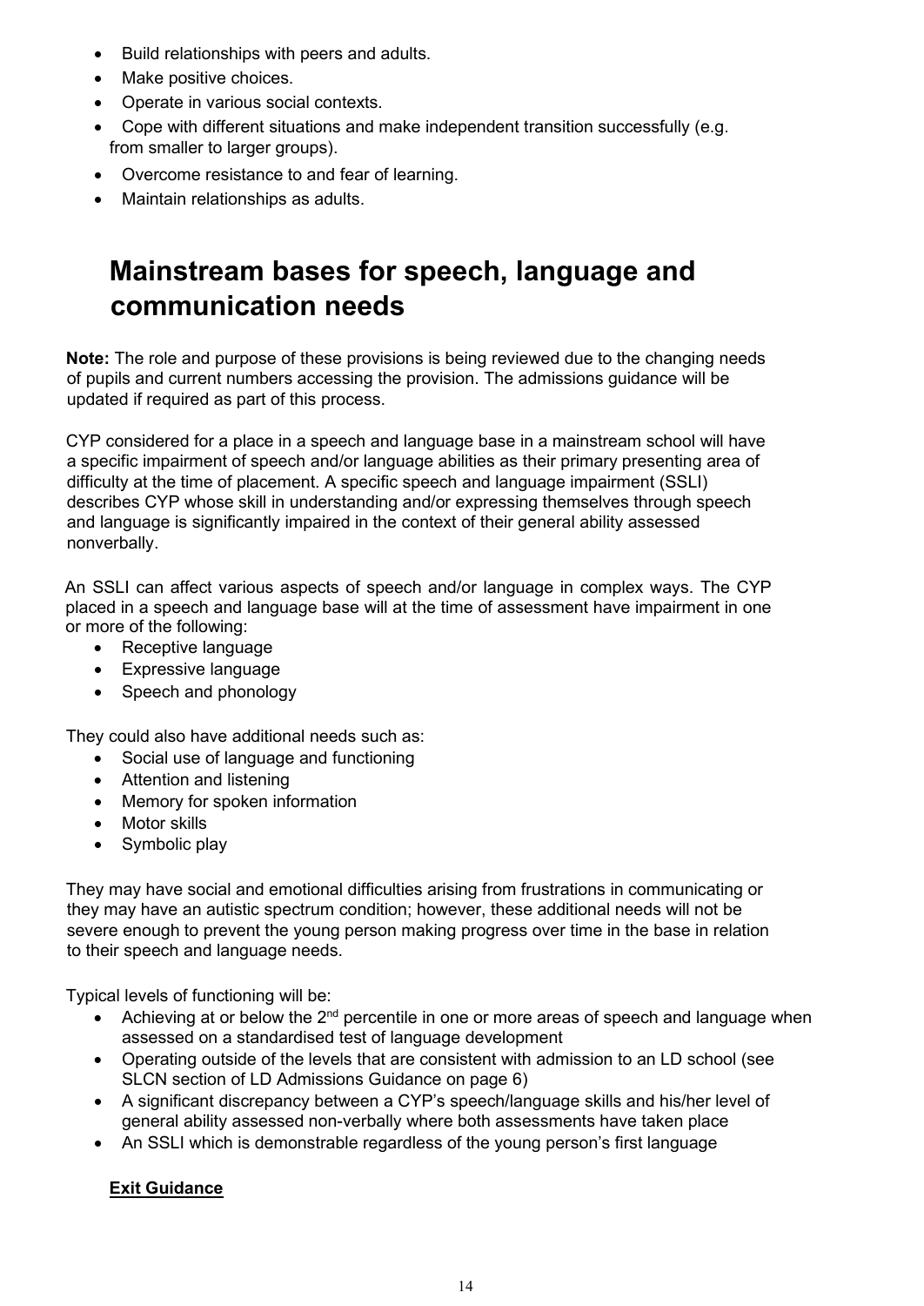- Build relationships with peers and adults.
- Make positive choices.
- Operate in various social contexts.
- Cope with different situations and make independent transition successfully (e.g. from smaller to larger groups).
- Overcome resistance to and fear of learning.
- Maintain relationships as adults.

# Mainstream bases for speech, language and communication needs

**Note:** The role and purpose of these provisions is being reviewed due to the changing needs of pupils and current numbers accessing the provision. The admissions guidance will be updated if required as part of this process.

CYP considered for a place in a speech and language base in a mainstream school will have a specific impairment of speech and/or language abilities as their primary presenting area of difficulty at the time of placement. A specific speech and language impairment (SSLI) describes CYP whose skill in understanding and/or expressing themselves through speech and language is significantly impaired in the context of their general ability assessed nonverbally.

An SSLI can affect various aspects of speech and/or language in complex ways. The CYP placed in a speech and language base will at the time of assessment have impairment in one or more of the following:

- Receptive language
- Expressive language
- Speech and phonology

They could also have additional needs such as:

- Social use of language and functioning
- Attention and listening
- Memory for spoken information
- Motor skills
- Symbolic play

They may have social and emotional difficulties arising from frustrations in communicating or they may have an autistic spectrum condition; however, these additional needs will not be severe enough to prevent the young person making progress over time in the base in relation to their speech and language needs.

Typical levels of functioning will be:

- Achieving at or below the 2nd percentile in one or more areas of speech and language when assessed on a standardised test of language development
- Operating outside of the levels that are consistent with admission to an LD school (see SLCN section of LD Admissions Guidance on page 6)
- A significant discrepancy between a CYP's speech/language skills and his/her level of general ability assessed non-verbally where both assessments have taken place
- An SSLI which is demonstrable regardless of the young person's first language

**Exit Guidance**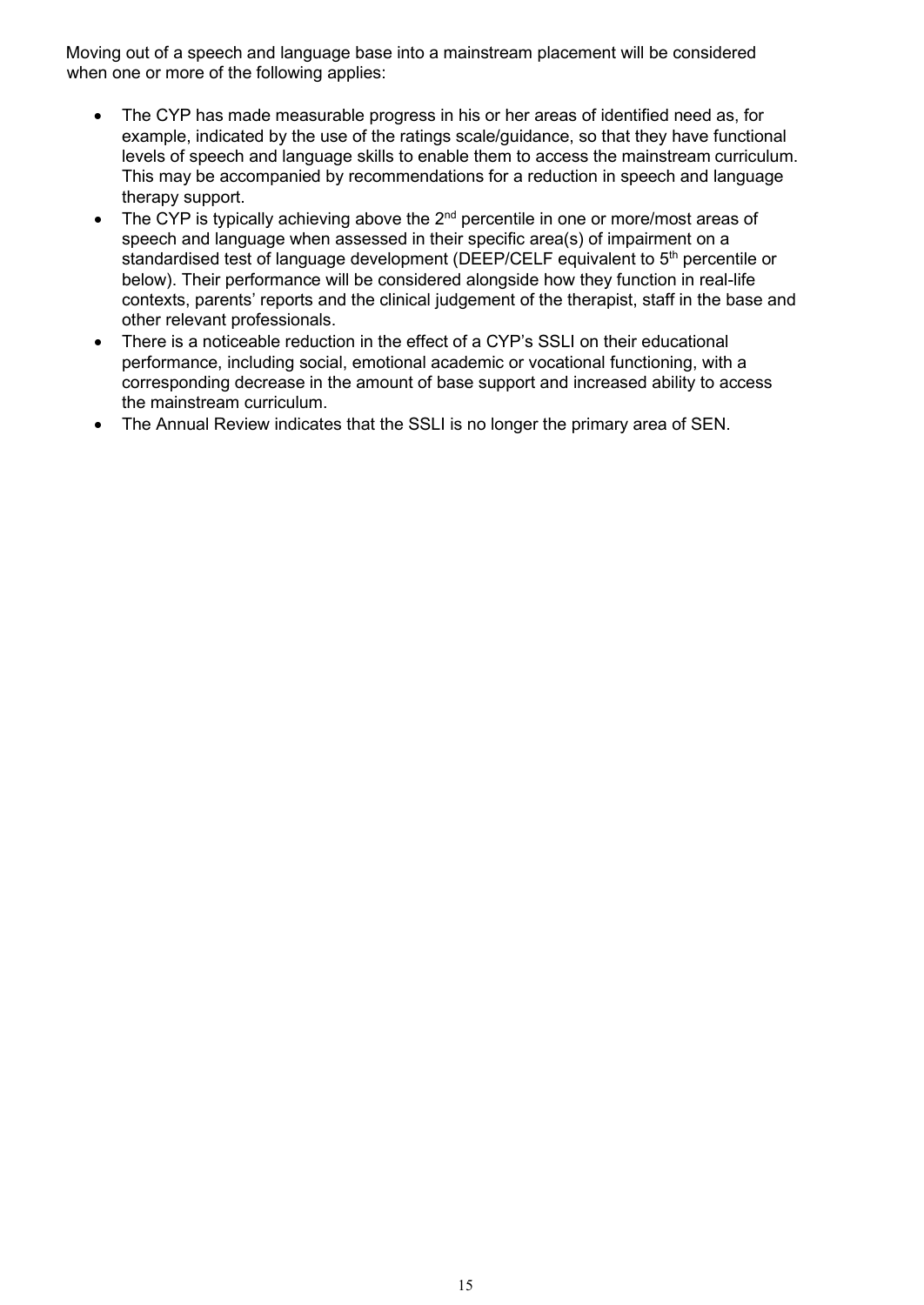Moving out of a speech and language base into a mainstream placement will be considered when one or more of the following applies:

- The CYP has made measurable progress in his or her areas of identified need as, for example, indicated by the use of the ratings scale/guidance, so that they have functional levels of speech and language skills to enable them to access the mainstream curriculum. This may be accompanied by recommendations for a reduction in speech and language therapy support.
- The CYP is typically achieving above the 2nd percentile in one or more/most areas of speech and language when assessed in their specific area(s) of impairment on a standardised test of language development (DEEP/CELF equivalent to 5th percentile or below). Their performance will be considered alongside how they function in real-life contexts, parents' reports and the clinical judgement of the therapist, staff in the base and other relevant professionals.
- There is a noticeable reduction in the effect of a CYP's SSLI on their educational performance, including social, emotional academic or vocational functioning, with a corresponding decrease in the amount of base support and increased ability to access the mainstream curriculum.
- The Annual Review indicates that the SSLI is no longer the primary area of SEN.